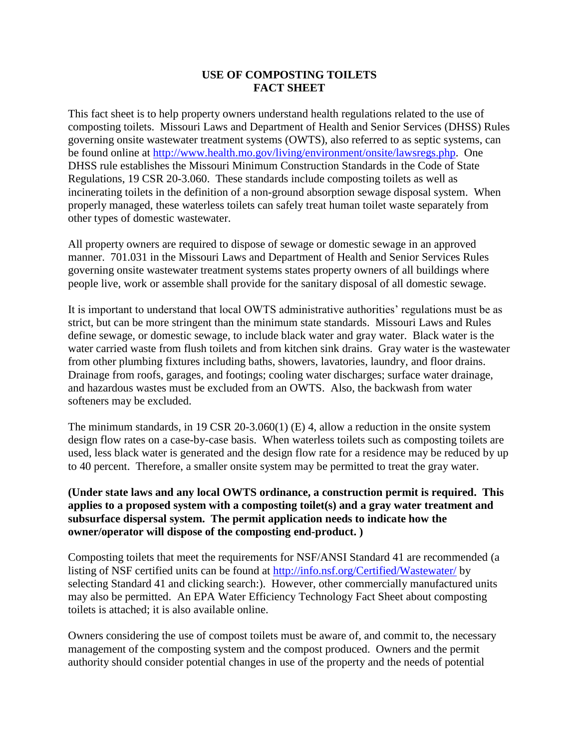# USE OF COMPOSTING TOILETS FACT SHEET

This fact sheet is to help property owners understand health regulations related to the use of composting toilets. Missouri Laws and Department of Health and Senior Services (DHSS) Rules governing onsite wastewater treatment systems (OWTS), also referred to as septic systems, can be found online at http://www.health.mo.gov/living/environment/onsite/lawsregs.php. One DHSS rule establishes the Missouri Minimum Construction Standards in the Code of State Regulations, 19 CSR 20-3.060. These standards include composting toilets as well as incinerating toilets in the definition of a non-ground absorption sewage disposal system. When properly managed, these waterless toilets can safely treat human toilet waste separately from other types of domestic wastewater.

All property owners are required to dispose of sewage or domestic sewage in an approved manner. 701.031 in the Missouri Laws and Department of Health and Senior Services Rules governing onsite wastewater treatment systems states property owners of all buildings where people live, work or assemble shall provide for the sanitary disposal of all domestic sewage.

It is important to understand that local OWTS administrative authorities' regulations must be as strict, but can be more stringent than the minimum state standards. Missouri Laws and Rules define sewage, or domestic sewage, to include black water and gray water. Black water is the water carried waste from flush toilets and from kitchen sink drains. Gray water is the wastewater from other plumbing fixtures including baths, showers, lavatories, laundry, and floor drains. Drainage from roofs, garages, and footings; cooling water discharges; surface water drainage, and hazardous wastes must be excluded from an OWTS. Also, the backwash from water softeners may be excluded.

The minimum standards, in 19 CSR 20-3.060(1) (E) 4, allow a reduction in the onsite system design flow rates on a case-by-case basis. When waterless toilets such as composting toilets are used, less black water is generated and the design flow rate for a residence may be reduced by up to 40 percent. Therefore, a smaller onsite system may be permitted to treat the gray water.

**(Under state laws and any local OWTS ordinance, a construction permit is required. This applies to a proposed system with a composting toilet(s) and a gray water treatment and subsurface dispersal system. The permit application needs to indicate how the owner/operator will dispose of the composting end-product. )**

Composting toilets that meet the requirements for NSF/ANSI Standard 41 are recommended (a listing of NSF certified units can be found at http://info.nsf.org/Certified/Wastewater/ by selecting Standard 41 and clicking search:). However, other commercially manufactured units may also be permitted. An EPA Water Efficiency Technology Fact Sheet about composting toilets is attached; it is also available online.

Owners considering the use of compost toilets must be aware of, and commit to, the necessary management of the composting system and the compost produced. Owners and the permit authority should consider potential changes in use of the property and the needs of potential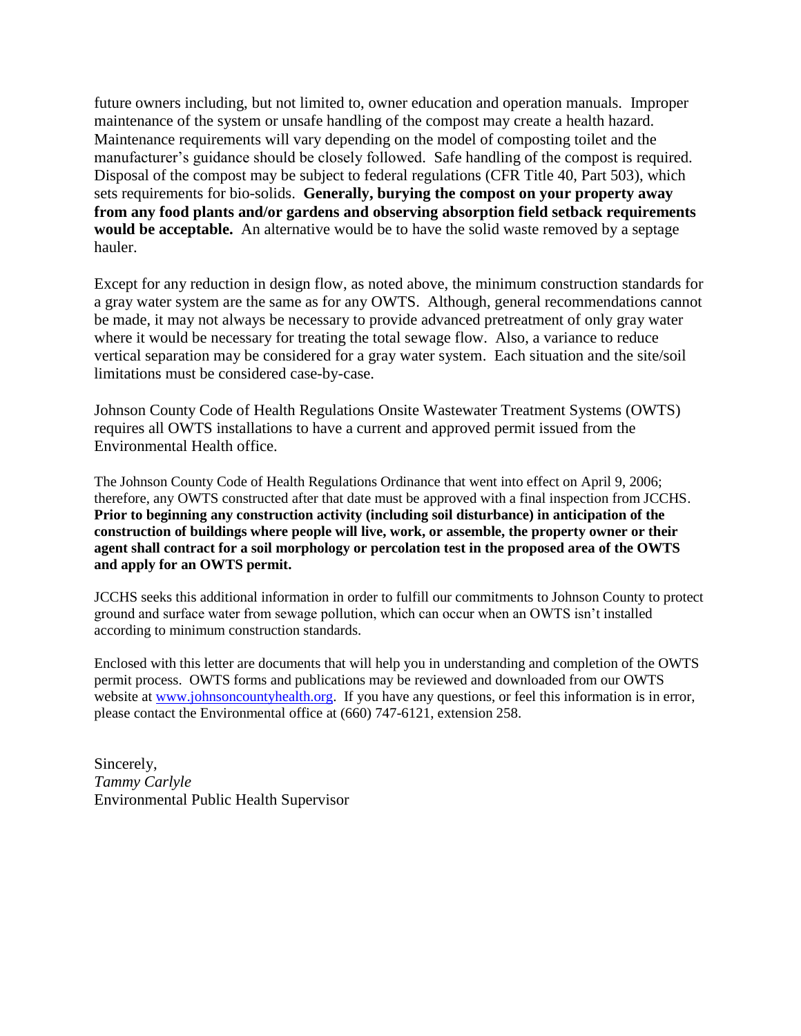future owners including, but not limited to, owner education and operation manuals. Improper maintenance of the system or unsafe handling of the compost may create a health hazard. Maintenance requirements will vary depending on the model of composting toilet and the manufacturer's guidance should be closely followed. Safe handling of the compost is required. Disposal of the compost may be subject to federal regulations (CFR Title 40, Part 503), which sets requirements for bio-solids. **Generally, burying the compost on your property away from any food plants and/or gardens and observing absorption field setback requirements would be acceptable.** An alternative would be to have the solid waste removed by a septage hauler.

Except for any reduction in design flow, as noted above, the minimum construction standards for a gray water system are the same as for any OWTS. Although, general recommendations cannot be made, it may not always be necessary to provide advanced pretreatment of only gray water where it would be necessary for treating the total sewage flow. Also, a variance to reduce vertical separation may be considered for a gray water system. Each situation and the site/soil limitations must be considered case-by-case.

Johnson County Code of Health Regulations Onsite Wastewater Treatment Systems (OWTS) requires all OWTS installations to have a current and approved permit issued from the Environmental Health office.

The Johnson County Code of Health Regulations Ordinance that went into effect on April 9, 2006; therefore, any OWTS constructed after that date must be approved with a final inspection from JCCHS. **Prior to beginning any construction activity (including soil disturbance) in anticipation of the construction of buildings where people will live, work, or assemble, the property owner or their agent shall contract for a soil morphology or percolation test in the proposed area of the OWTS and apply for an OWTS permit.**

JCCHS seeks this additional information in order to fulfill our commitments to Johnson County to protect ground and surface water from sewage pollution, which can occur when an OWTS isn't installed according to minimum construction standards.

Enclosed with this letter are documents that will help you in understanding and completion of the OWTS permit process. OWTS forms and publications may be reviewed and downloaded from our OWTS website at [www.johnsoncountyhealth.org](http://www.johnsoncountyhealth.org). If you have any questions, or feel this information is in error, please contact the Environmental office at (660) 747-6121, extension 258.

Sincerely,
*Tammy Carlyle*
Environmental Public Health Supervisor